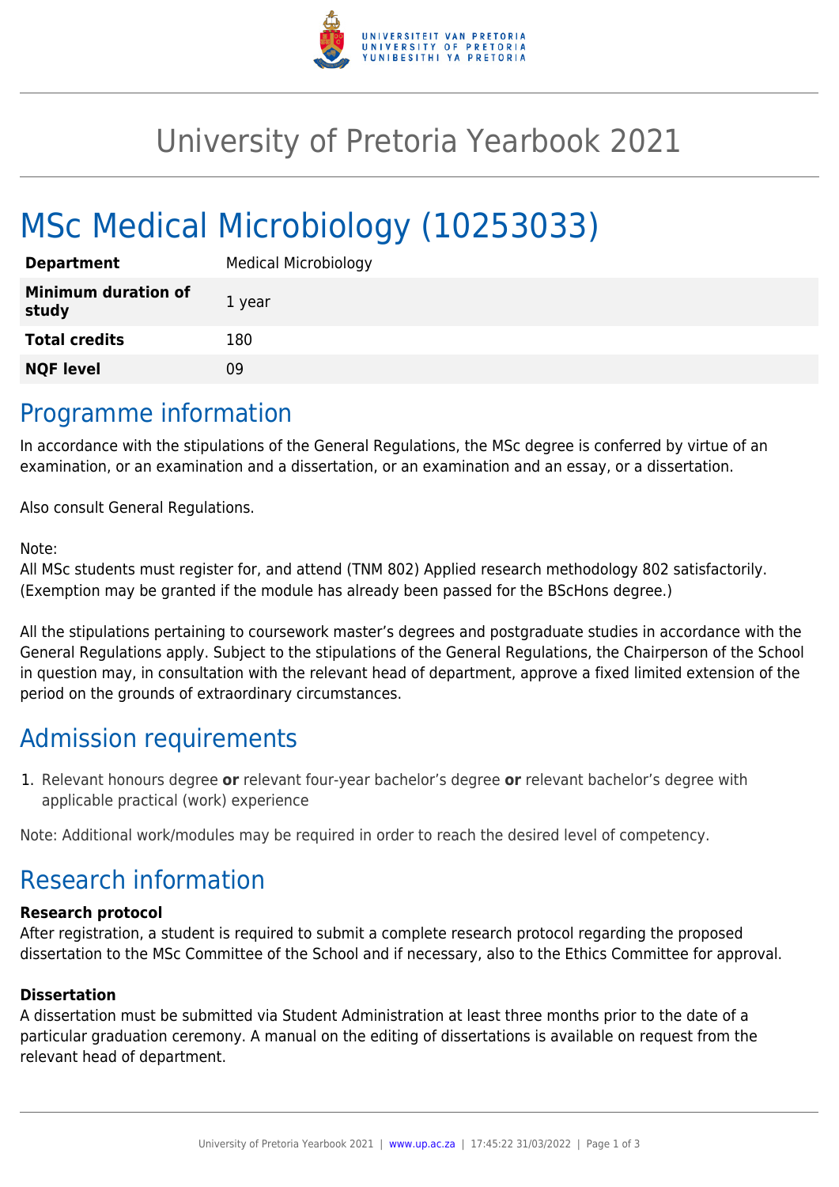# University of Pretoria Yearbook 2021

# MSc Medical Microbiology (10253033)

| | |
|---|---|
| **Department** | Medical Microbiology |
| **Minimum duration of study** | 1 year |
| **Total credits** | 180 |
| **NQF level** | 09 |

## Programme information

In accordance with the stipulations of the General Regulations, the MSc degree is conferred by virtue of an examination, or an examination and a dissertation, or an examination and an essay, or a dissertation.

Also consult General Regulations.

Note:
All MSc students must register for, and attend (TNM 802) Applied research methodology 802 satisfactorily. (Exemption may be granted if the module has already been passed for the BScHons degree.)

All the stipulations pertaining to coursework master's degrees and postgraduate studies in accordance with the General Regulations apply. Subject to the stipulations of the General Regulations, the Chairperson of the School in question may, in consultation with the relevant head of department, approve a fixed limited extension of the period on the grounds of extraordinary circumstances.

## Admission requirements

1. Relevant honours degree **or** relevant four-year bachelor's degree **or** relevant bachelor's degree with applicable practical (work) experience

Note: Additional work/modules may be required in order to reach the desired level of competency.

## Research information

**Research protocol**
After registration, a student is required to submit a complete research protocol regarding the proposed dissertation to the MSc Committee of the School and if necessary, also to the Ethics Committee for approval.

**Dissertation**
A dissertation must be submitted via Student Administration at least three months prior to the date of a particular graduation ceremony. A manual on the editing of dissertations is available on request from the relevant head of department.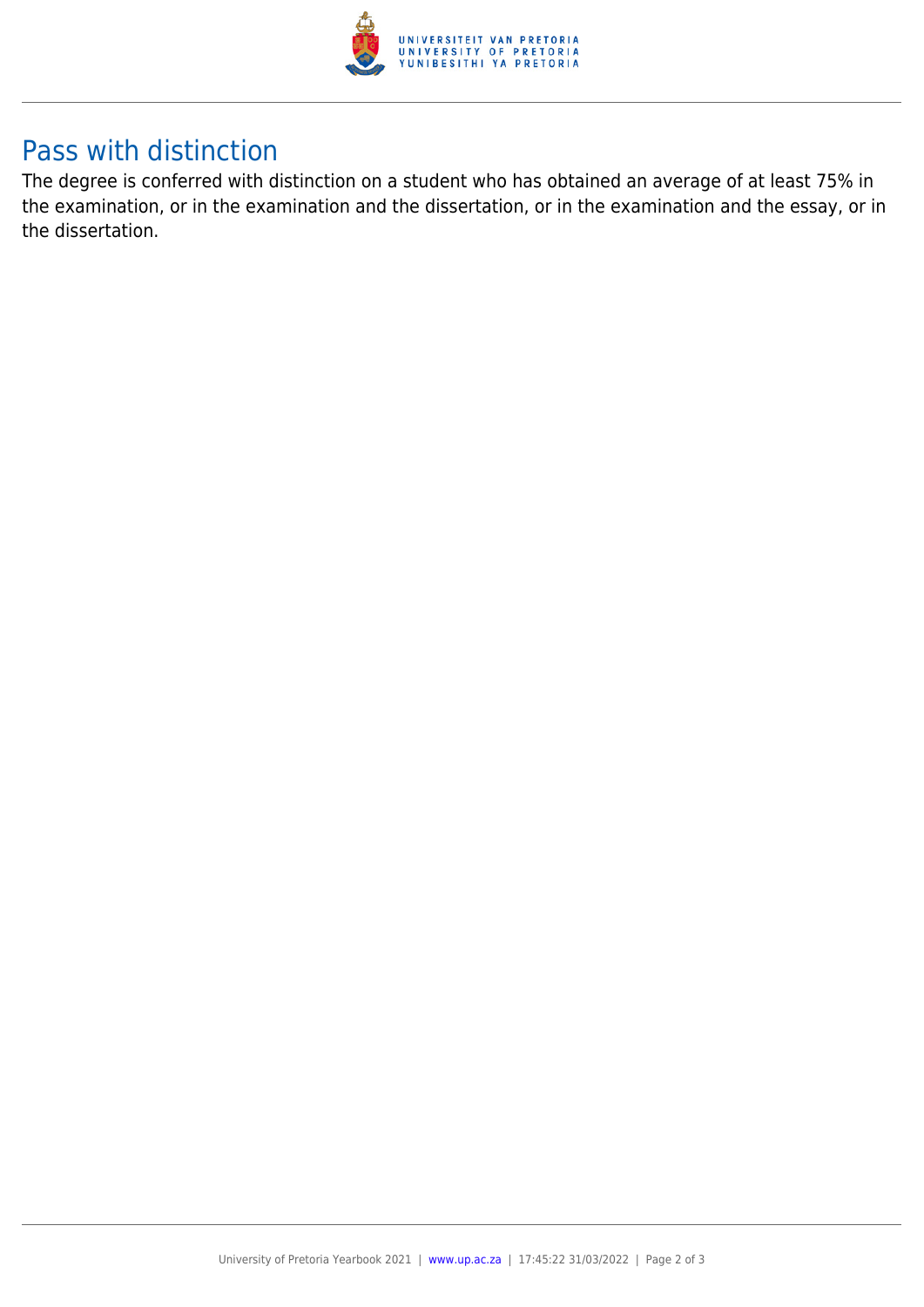## Pass with distinction

The degree is conferred with distinction on a student who has obtained an average of at least 75% in the examination, or in the examination and the dissertation, or in the examination and the essay, or in the dissertation.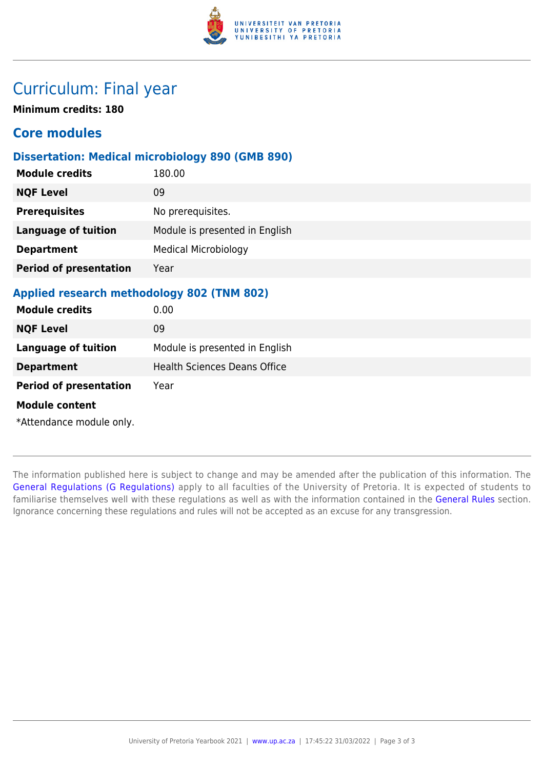# Curriculum: Final year

**Minimum credits: 180**

## Core modules

### Dissertation: Medical microbiology 890 (GMB 890)

| | |
|---|---|
| **Module credits** | 180.00 |
| **NQF Level** | 09 |
| **Prerequisites** | No prerequisites. |
| **Language of tuition** | Module is presented in English |
| **Department** | Medical Microbiology |
| **Period of presentation** | Year |

### Applied research methodology 802 (TNM 802)

| | |
|---|---|
| **Module credits** | 0.00 |
| **NQF Level** | 09 |
| **Language of tuition** | Module is presented in English |
| **Department** | Health Sciences Deans Office |
| **Period of presentation** | Year |

**Module content**

*Attendance module only.

The information published here is subject to change and may be amended after the publication of this information. The General Regulations (G Regulations) apply to all faculties of the University of Pretoria. It is expected of students to familiarise themselves well with these regulations as well as with the information contained in the General Rules section. Ignorance concerning these regulations and rules will not be accepted as an excuse for any transgression.